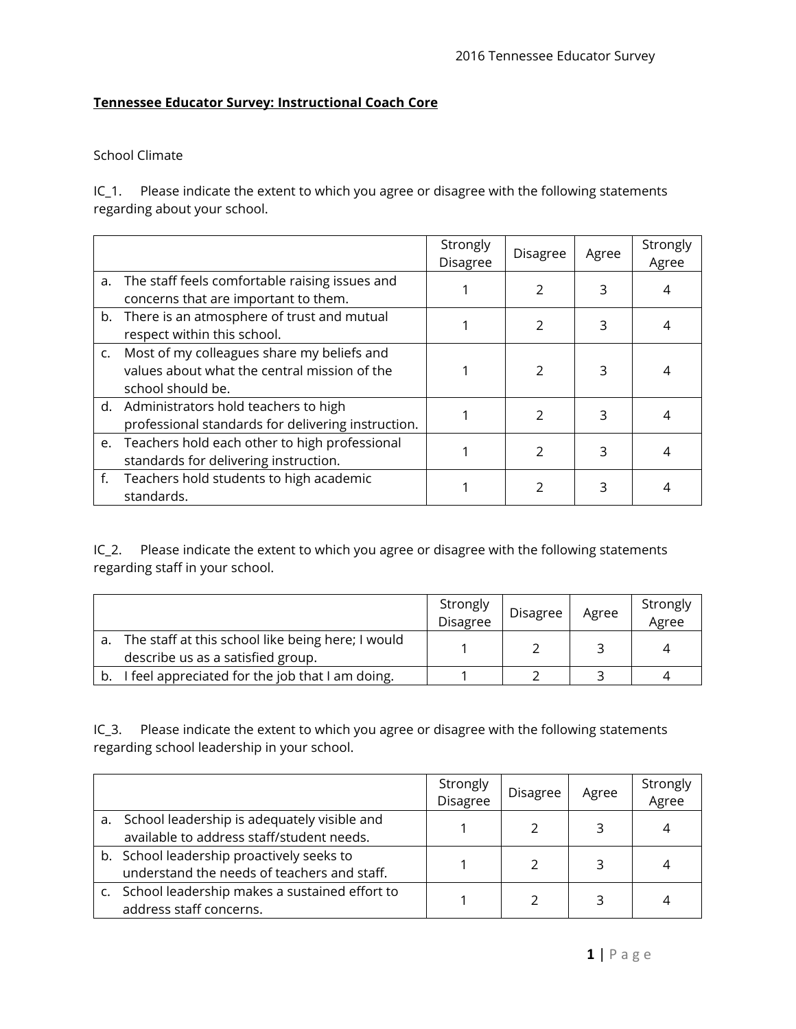## Tennessee Educator Survey: Instructional Coach Core

School Climate

IC_1. Please indicate the extent to which you agree or disagree with the following statements regarding about your school.

| | Strongly Disagree | Disagree | Agree | Strongly Agree |
|---|---|---|---|---|
| a. The staff feels comfortable raising issues and concerns that are important to them. | 1 | 2 | 3 | 4 |
| b. There is an atmosphere of trust and mutual respect within this school. | 1 | 2 | 3 | 4 |
| c. Most of my colleagues share my beliefs and values about what the central mission of the school should be. | 1 | 2 | 3 | 4 |
| d. Administrators hold teachers to high professional standards for delivering instruction. | 1 | 2 | 3 | 4 |
| e. Teachers hold each other to high professional standards for delivering instruction. | 1 | 2 | 3 | 4 |
| f. Teachers hold students to high academic standards. | 1 | 2 | 3 | 4 |

IC_2. Please indicate the extent to which you agree or disagree with the following statements regarding staff in your school.

| | Strongly Disagree | Disagree | Agree | Strongly Agree |
|---|---|---|---|---|
| a. The staff at this school like being here; I would describe us as a satisfied group. | 1 | 2 | 3 | 4 |
| b. I feel appreciated for the job that I am doing. | 1 | 2 | 3 | 4 |

IC_3. Please indicate the extent to which you agree or disagree with the following statements regarding school leadership in your school.

| | Strongly Disagree | Disagree | Agree | Strongly Agree |
|---|---|---|---|---|
| a. School leadership is adequately visible and available to address staff/student needs. | 1 | 2 | 3 | 4 |
| b. School leadership proactively seeks to understand the needs of teachers and staff. | 1 | 2 | 3 | 4 |
| c. School leadership makes a sustained effort to address staff concerns. | 1 | 2 | 3 | 4 |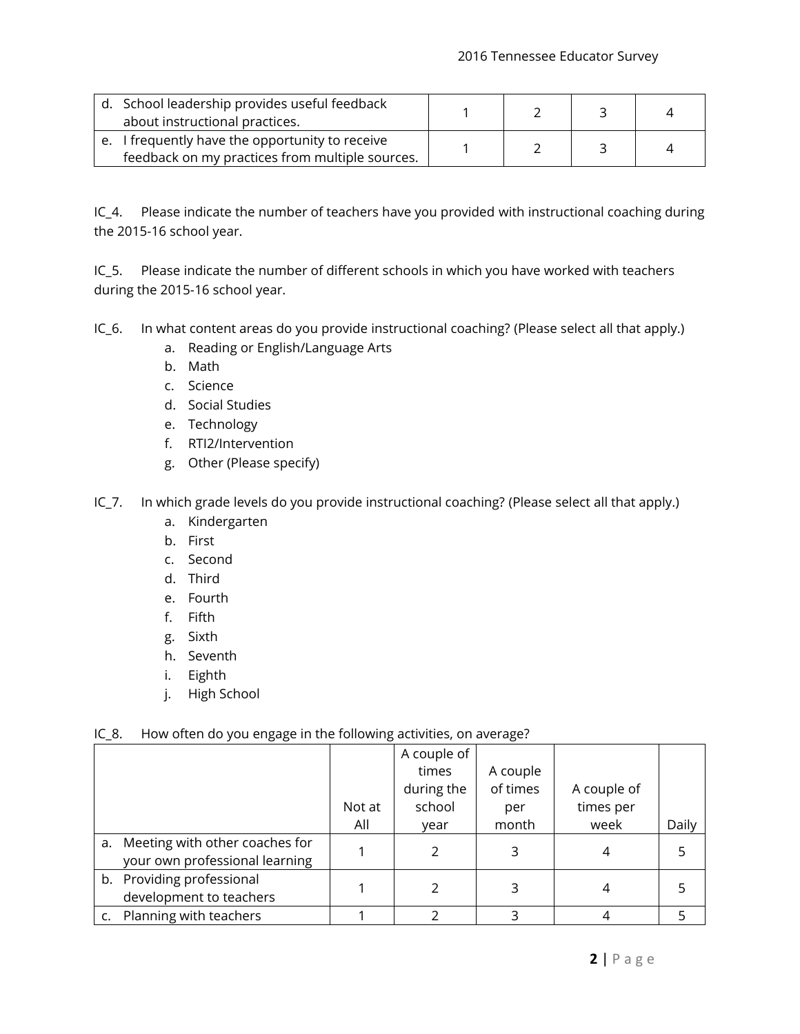| | | | | |
|---|---|---|---|---|
| d. School leadership provides useful feedback about instructional practices. | 1 | 2 | 3 | 4 |
| e. I frequently have the opportunity to receive feedback on my practices from multiple sources. | 1 | 2 | 3 | 4 |

IC_4. Please indicate the number of teachers have you provided with instructional coaching during the 2015-16 school year.

IC_5. Please indicate the number of different schools in which you have worked with teachers during the 2015-16 school year.

IC_6. In what content areas do you provide instructional coaching? (Please select all that apply.)

a. Reading or English/Language Arts
b. Math
c. Science
d. Social Studies
e. Technology
f. RTI2/Intervention
g. Other (Please specify)

IC_7. In which grade levels do you provide instructional coaching? (Please select all that apply.)

a. Kindergarten
b. First
c. Second
d. Third
e. Fourth
f. Fifth
g. Sixth
h. Seventh
i. Eighth
j. High School

IC_8. How often do you engage in the following activities, on average?

| | Not at All | A couple of times during the school year | A couple of times per month | A couple of times per week | Daily |
|---|---|---|---|---|---|
| a. Meeting with other coaches for your own professional learning | 1 | 2 | 3 | 4 | 5 |
| b. Providing professional development to teachers | 1 | 2 | 3 | 4 | 5 |
| c. Planning with teachers | 1 | 2 | 3 | 4 | 5 |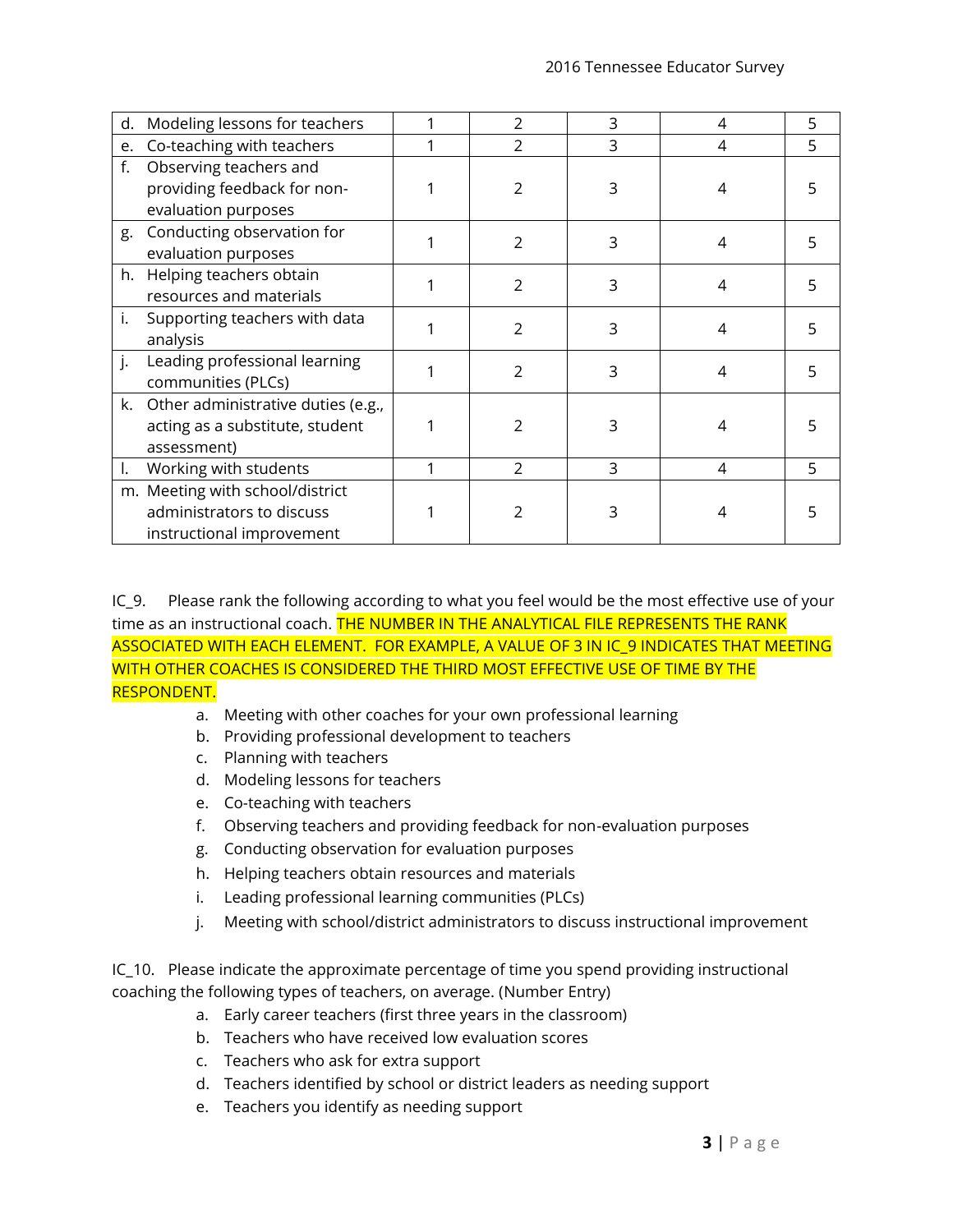| | | | | | |
|---|---|---|---|---|---|
| d. Modeling lessons for teachers | 1 | 2 | 3 | 4 | 5 |
| e. Co-teaching with teachers | 1 | 2 | 3 | 4 | 5 |
| f. Observing teachers and providing feedback for non-evaluation purposes | 1 | 2 | 3 | 4 | 5 |
| g. Conducting observation for evaluation purposes | 1 | 2 | 3 | 4 | 5 |
| h. Helping teachers obtain resources and materials | 1 | 2 | 3 | 4 | 5 |
| i. Supporting teachers with data analysis | 1 | 2 | 3 | 4 | 5 |
| j. Leading professional learning communities (PLCs) | 1 | 2 | 3 | 4 | 5 |
| k. Other administrative duties (e.g., acting as a substitute, student assessment) | 1 | 2 | 3 | 4 | 5 |
| l. Working with students | 1 | 2 | 3 | 4 | 5 |
| m. Meeting with school/district administrators to discuss instructional improvement | 1 | 2 | 3 | 4 | 5 |

IC_9. Please rank the following according to what you feel would be the most effective use of your time as an instructional coach. THE NUMBER IN THE ANALYTICAL FILE REPRESENTS THE RANK ASSOCIATED WITH EACH ELEMENT. FOR EXAMPLE, A VALUE OF 3 IN IC_9 INDICATES THAT MEETING WITH OTHER COACHES IS CONSIDERED THE THIRD MOST EFFECTIVE USE OF TIME BY THE RESPONDENT.

a. Meeting with other coaches for your own professional learning
b. Providing professional development to teachers
c. Planning with teachers
d. Modeling lessons for teachers
e. Co-teaching with teachers
f. Observing teachers and providing feedback for non-evaluation purposes
g. Conducting observation for evaluation purposes
h. Helping teachers obtain resources and materials
i. Leading professional learning communities (PLCs)
j. Meeting with school/district administrators to discuss instructional improvement

IC_10. Please indicate the approximate percentage of time you spend providing instructional coaching the following types of teachers, on average. (Number Entry)

a. Early career teachers (first three years in the classroom)
b. Teachers who have received low evaluation scores
c. Teachers who ask for extra support
d. Teachers identified by school or district leaders as needing support
e. Teachers you identify as needing support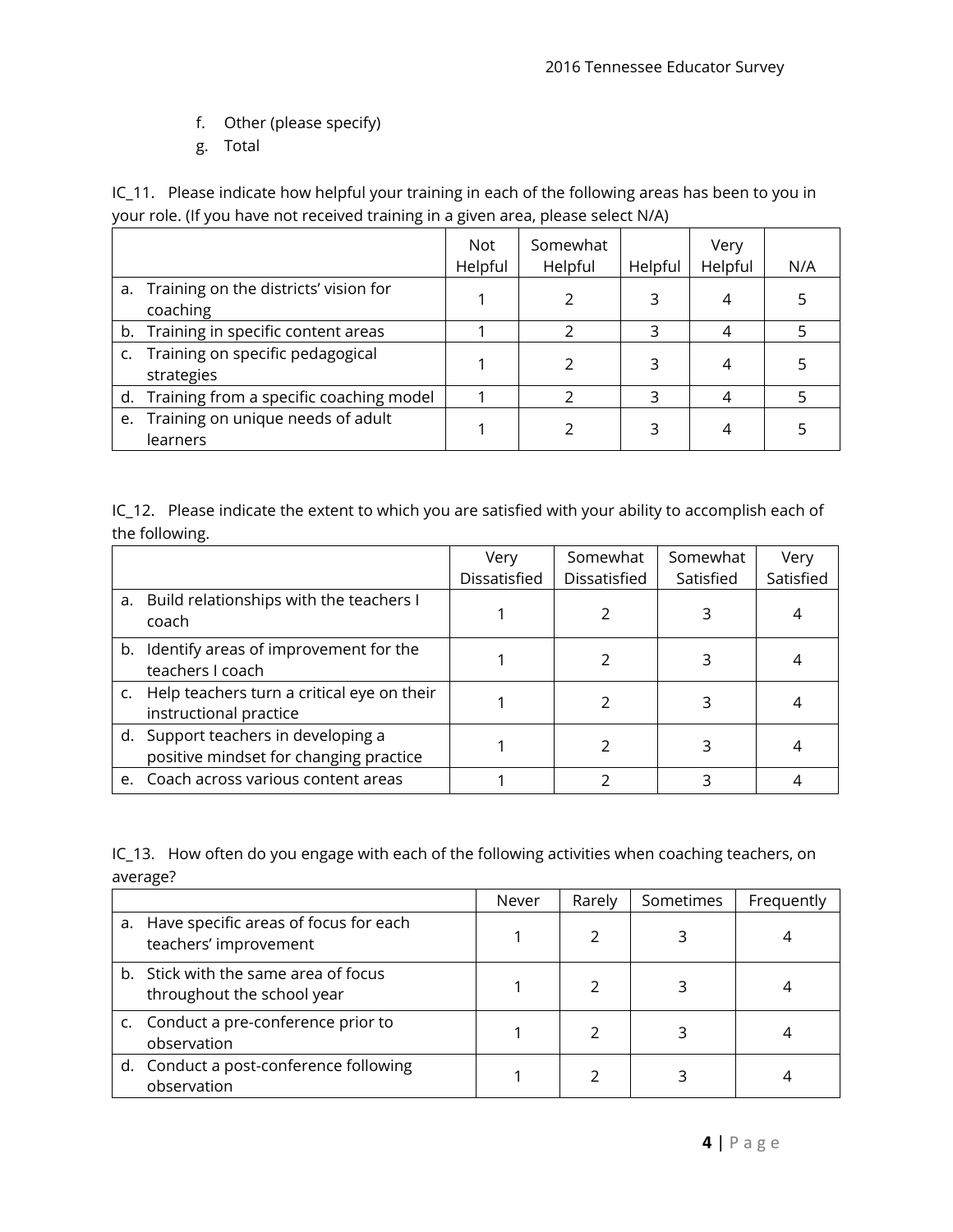f. Other (please specify)
g. Total

IC_11. Please indicate how helpful your training in each of the following areas has been to you in your role. (If you have not received training in a given area, please select N/A)

| | Not Helpful | Somewhat Helpful | Helpful | Very Helpful | N/A |
|---|---|---|---|---|---|
| a. Training on the districts' vision for coaching | 1 | 2 | 3 | 4 | 5 |
| b. Training in specific content areas | 1 | 2 | 3 | 4 | 5 |
| c. Training on specific pedagogical strategies | 1 | 2 | 3 | 4 | 5 |
| d. Training from a specific coaching model | 1 | 2 | 3 | 4 | 5 |
| e. Training on unique needs of adult learners | 1 | 2 | 3 | 4 | 5 |

IC_12. Please indicate the extent to which you are satisfied with your ability to accomplish each of the following.

| | Very Dissatisfied | Somewhat Dissatisfied | Somewhat Satisfied | Very Satisfied |
|---|---|---|---|---|
| a. Build relationships with the teachers I coach | 1 | 2 | 3 | 4 |
| b. Identify areas of improvement for the teachers I coach | 1 | 2 | 3 | 4 |
| c. Help teachers turn a critical eye on their instructional practice | 1 | 2 | 3 | 4 |
| d. Support teachers in developing a positive mindset for changing practice | 1 | 2 | 3 | 4 |
| e. Coach across various content areas | 1 | 2 | 3 | 4 |

IC_13. How often do you engage with each of the following activities when coaching teachers, on average?

| | Never | Rarely | Sometimes | Frequently |
|---|---|---|---|---|
| a. Have specific areas of focus for each teachers' improvement | 1 | 2 | 3 | 4 |
| b. Stick with the same area of focus throughout the school year | 1 | 2 | 3 | 4 |
| c. Conduct a pre-conference prior to observation | 1 | 2 | 3 | 4 |
| d. Conduct a post-conference following observation | 1 | 2 | 3 | 4 |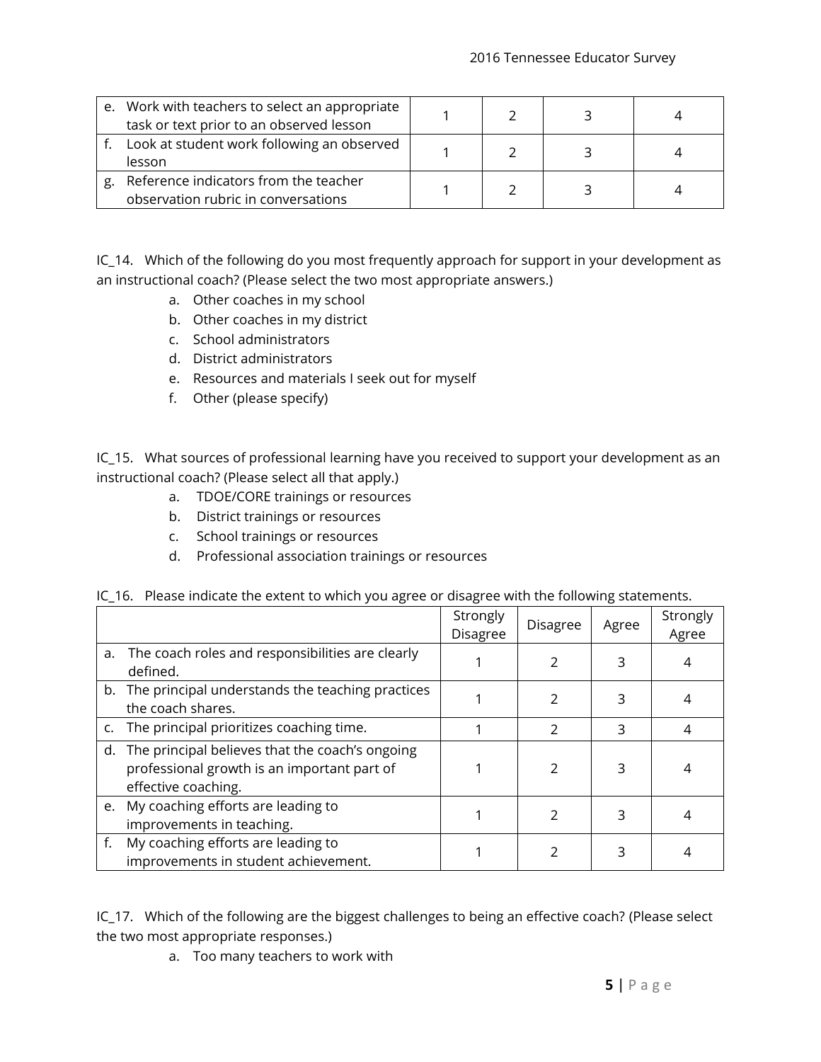| | | | | |
|---|---|---|---|---|
| e. Work with teachers to select an appropriate task or text prior to an observed lesson | 1 | 2 | 3 | 4 |
| f. Look at student work following an observed lesson | 1 | 2 | 3 | 4 |
| g. Reference indicators from the teacher observation rubric in conversations | 1 | 2 | 3 | 4 |

IC_14. Which of the following do you most frequently approach for support in your development as an instructional coach? (Please select the two most appropriate answers.)

a. Other coaches in my school
b. Other coaches in my district
c. School administrators
d. District administrators
e. Resources and materials I seek out for myself
f. Other (please specify)

IC_15. What sources of professional learning have you received to support your development as an instructional coach? (Please select all that apply.)

a. TDOE/CORE trainings or resources
b. District trainings or resources
c. School trainings or resources
d. Professional association trainings or resources

IC_16. Please indicate the extent to which you agree or disagree with the following statements.

| | Strongly Disagree | Disagree | Agree | Strongly Agree |
|---|---|---|---|---|
| a. The coach roles and responsibilities are clearly defined. | 1 | 2 | 3 | 4 |
| b. The principal understands the teaching practices the coach shares. | 1 | 2 | 3 | 4 |
| c. The principal prioritizes coaching time. | 1 | 2 | 3 | 4 |
| d. The principal believes that the coach's ongoing professional growth is an important part of effective coaching. | 1 | 2 | 3 | 4 |
| e. My coaching efforts are leading to improvements in teaching. | 1 | 2 | 3 | 4 |
| f. My coaching efforts are leading to improvements in student achievement. | 1 | 2 | 3 | 4 |

IC_17. Which of the following are the biggest challenges to being an effective coach? (Please select the two most appropriate responses.)

a. Too many teachers to work with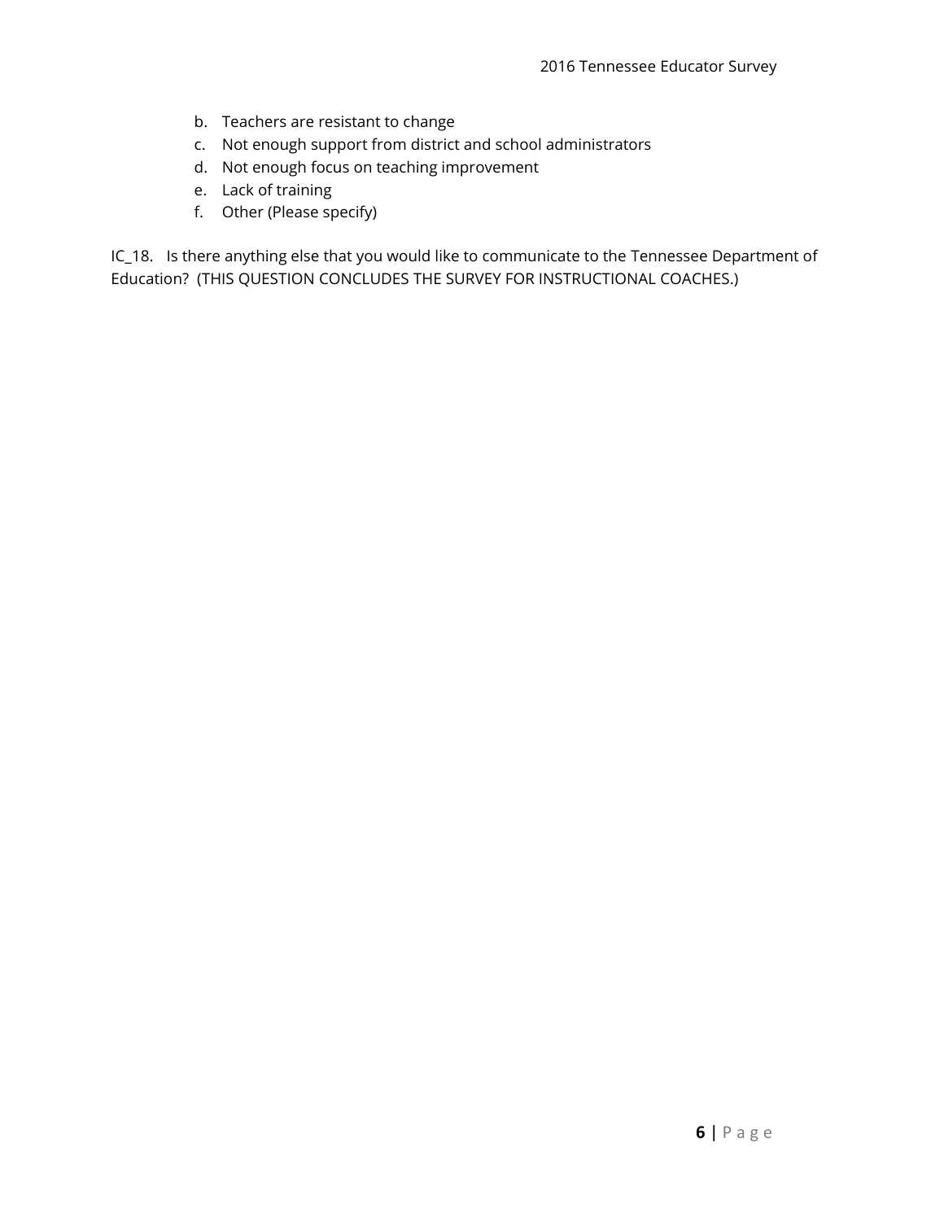b. Teachers are resistant to change
c. Not enough support from district and school administrators
d. Not enough focus on teaching improvement
e. Lack of training
f. Other (Please specify)

IC_18. Is there anything else that you would like to communicate to the Tennessee Department of Education? (THIS QUESTION CONCLUDES THE SURVEY FOR INSTRUCTIONAL COACHES.)